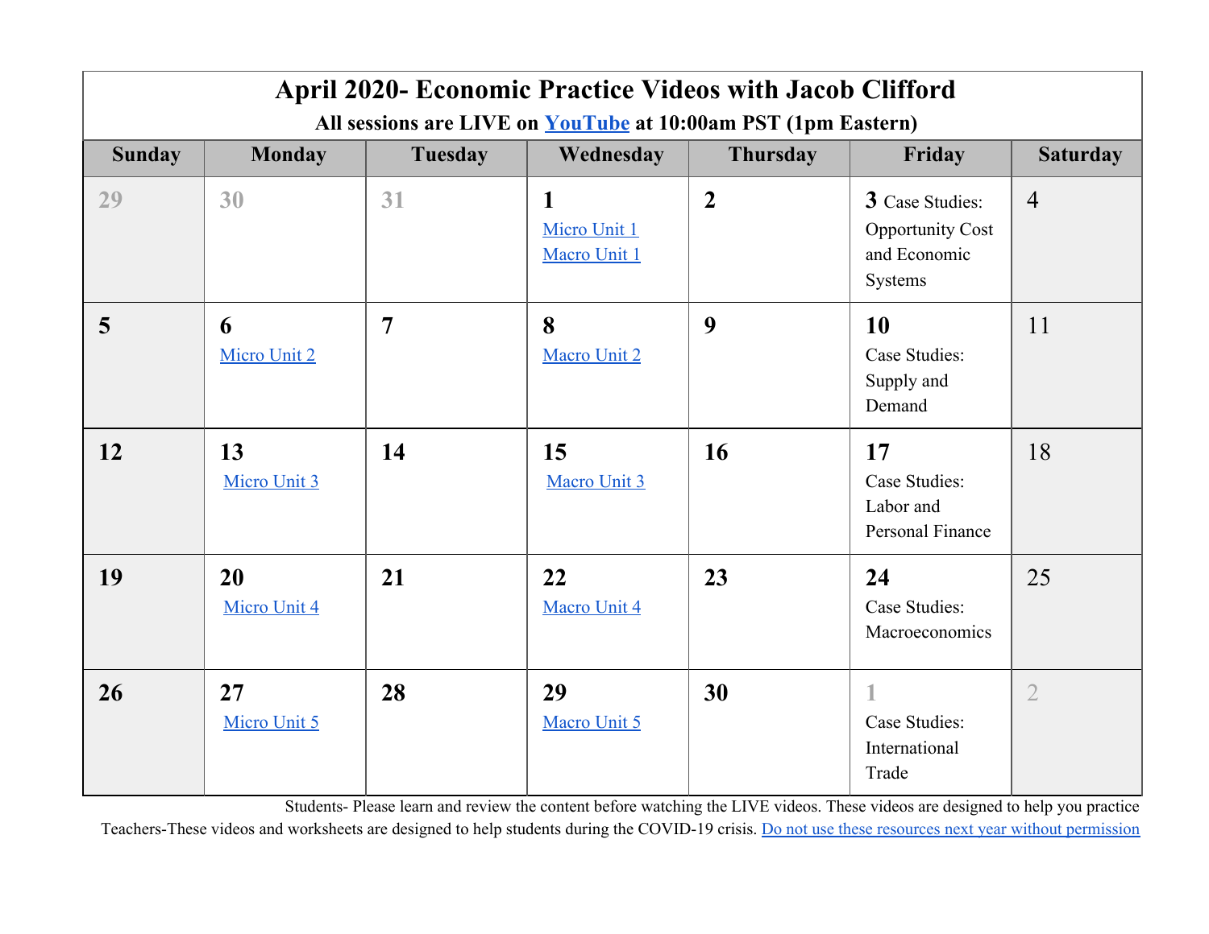# April 2020- Economic Practice Videos with Jacob Clifford

**All sessions are LIVE on YouTube at 10:00am PST (1pm Eastern)**

| Sunday | Monday | Tuesday | Wednesday | Thursday | Friday | Saturday |
|---|---|---|---|---|---|---|
| 29 | 30 | 31 | **1** Micro Unit 1 Macro Unit 1 | **2** | **3** Case Studies: Opportunity Cost and Economic Systems | 4 |
| **5** | **6** Micro Unit 2 | **7** | **8** Macro Unit 2 | **9** | **10** Case Studies: Supply and Demand | 11 |
| **12** | **13** Micro Unit 3 | **14** | **15** Macro Unit 3 | **16** | **17** Case Studies: Labor and Personal Finance | 18 |
| **19** | **20** Micro Unit 4 | **21** | **22** Macro Unit 4 | **23** | **24** Case Studies: Macroeconomics | 25 |
| **26** | **27** Micro Unit 5 | **28** | **29** Macro Unit 5 | **30** | 1 Case Studies: International Trade | 2 |

Students- Please learn and review the content before watching the LIVE videos. These videos are designed to help you practice

Teachers-These videos and worksheets are designed to help students during the COVID-19 crisis. Do not use these resources next year without permission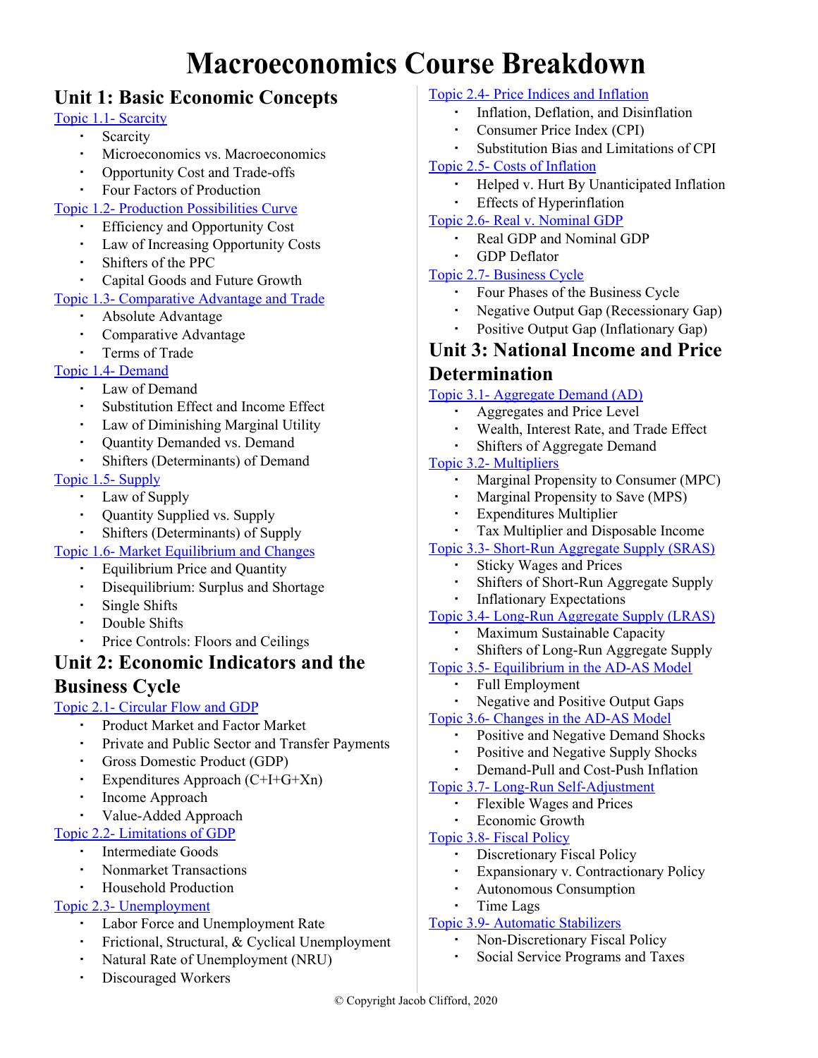# Macroeconomics Course Breakdown

## Unit 1: Basic Economic Concepts

[Topic 1.1- Scarcity]()

- Scarcity
- Microeconomics vs. Macroeconomics
- Opportunity Cost and Trade-offs
- Four Factors of Production

[Topic 1.2- Production Possibilities Curve]()

- Efficiency and Opportunity Cost
- Law of Increasing Opportunity Costs
- Shifters of the PPC
- Capital Goods and Future Growth

[Topic 1.3- Comparative Advantage and Trade]()

- Absolute Advantage
- Comparative Advantage
- Terms of Trade

[Topic 1.4- Demand]()

- Law of Demand
- Substitution Effect and Income Effect
- Law of Diminishing Marginal Utility
- Quantity Demanded vs. Demand
- Shifters (Determinants) of Demand

[Topic 1.5- Supply]()

- Law of Supply
- Quantity Supplied vs. Supply
- Shifters (Determinants) of Supply

[Topic 1.6- Market Equilibrium and Changes]()

- Equilibrium Price and Quantity
- Disequilibrium: Surplus and Shortage
- Single Shifts
- Double Shifts
- Price Controls: Floors and Ceilings

## Unit 2: Economic Indicators and the Business Cycle

[Topic 2.1- Circular Flow and GDP]()

- Product Market and Factor Market
- Private and Public Sector and Transfer Payments
- Gross Domestic Product (GDP)
- Expenditures Approach (C+I+G+Xn)
- Income Approach
- Value-Added Approach

[Topic 2.2- Limitations of GDP]()

- Intermediate Goods
- Nonmarket Transactions
- Household Production

[Topic 2.3- Unemployment]()

- Labor Force and Unemployment Rate
- Frictional, Structural, & Cyclical Unemployment
- Natural Rate of Unemployment (NRU)
- Discouraged Workers

[Topic 2.4- Price Indices and Inflation]()

- Inflation, Deflation, and Disinflation
- Consumer Price Index (CPI)
- Substitution Bias and Limitations of CPI

[Topic 2.5- Costs of Inflation]()

- Helped v. Hurt By Unanticipated Inflation
- Effects of Hyperinflation

[Topic 2.6- Real v. Nominal GDP]()

- Real GDP and Nominal GDP
- GDP Deflator

[Topic 2.7- Business Cycle]()

- Four Phases of the Business Cycle
- Negative Output Gap (Recessionary Gap)
- Positive Output Gap (Inflationary Gap)

## Unit 3: National Income and Price Determination

[Topic 3.1- Aggregate Demand (AD)]()

- Aggregates and Price Level
- Wealth, Interest Rate, and Trade Effect
- Shifters of Aggregate Demand

[Topic 3.2- Multipliers]()

- Marginal Propensity to Consumer (MPC)
- Marginal Propensity to Save (MPS)
- Expenditures Multiplier
- Tax Multiplier and Disposable Income

[Topic 3.3- Short-Run Aggregate Supply (SRAS)]()

- Sticky Wages and Prices
- Shifters of Short-Run Aggregate Supply
- Inflationary Expectations

[Topic 3.4- Long-Run Aggregate Supply (LRAS)]()

- Maximum Sustainable Capacity
- Shifters of Long-Run Aggregate Supply

[Topic 3.5- Equilibrium in the AD-AS Model]()

- Full Employment
- Negative and Positive Output Gaps

[Topic 3.6- Changes in the AD-AS Model]()

- Positive and Negative Demand Shocks
- Positive and Negative Supply Shocks
- Demand-Pull and Cost-Push Inflation

[Topic 3.7- Long-Run Self-Adjustment]()

- Flexible Wages and Prices
- Economic Growth

[Topic 3.8- Fiscal Policy]()

- Discretionary Fiscal Policy
- Expansionary v. Contractionary Policy
- Autonomous Consumption
- Time Lags

[Topic 3.9- Automatic Stabilizers]()

- Non-Discretionary Fiscal Policy
- Social Service Programs and Taxes

© Copyright Jacob Clifford, 2020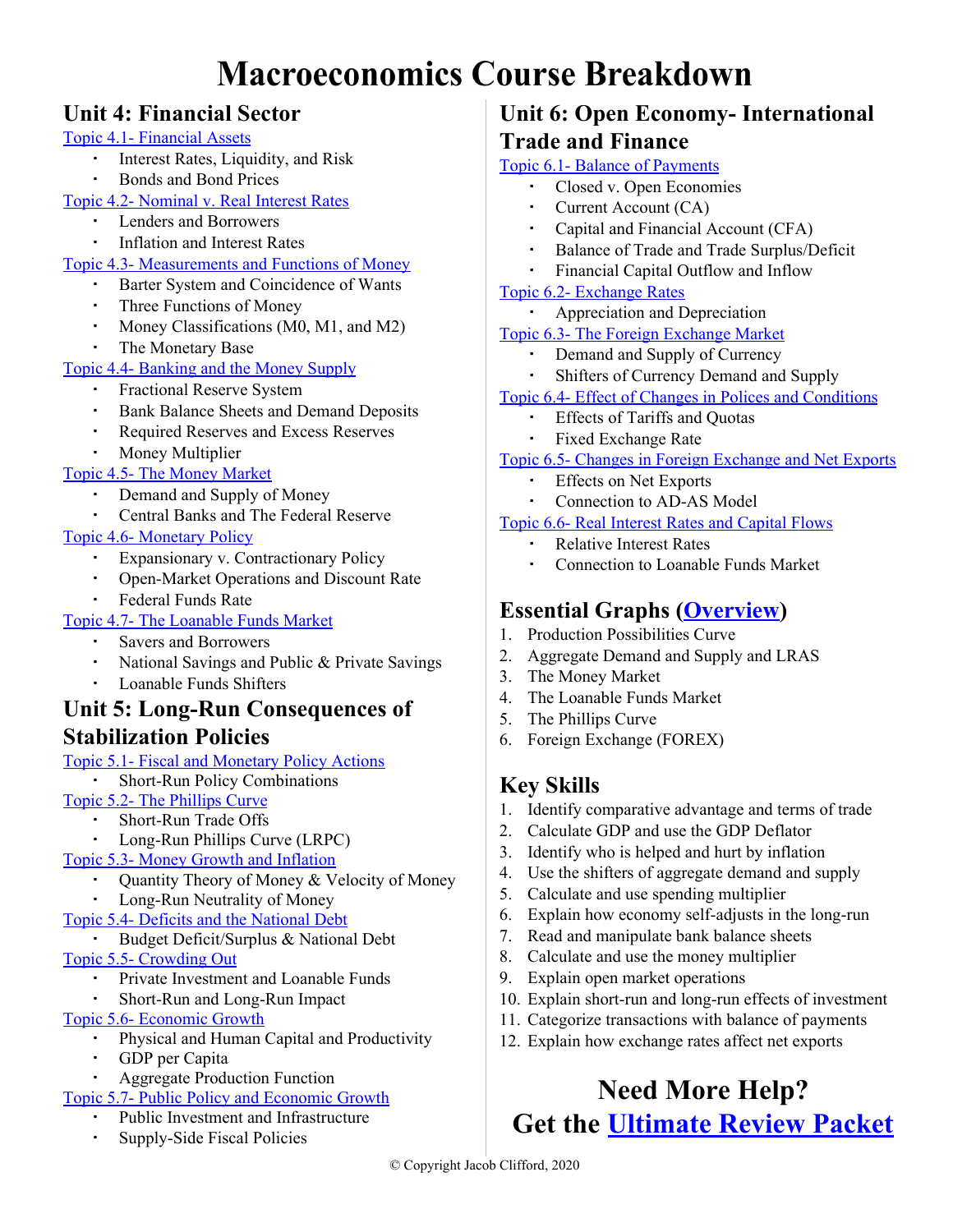# Macroeconomics Course Breakdown

## Unit 4: Financial Sector

Topic 4.1- Financial Assets

- Interest Rates, Liquidity, and Risk
- Bonds and Bond Prices

Topic 4.2- Nominal v. Real Interest Rates

- Lenders and Borrowers
- Inflation and Interest Rates

Topic 4.3- Measurements and Functions of Money

- Barter System and Coincidence of Wants
- Three Functions of Money
- Money Classifications (M0, M1, and M2)
- The Monetary Base

Topic 4.4- Banking and the Money Supply

- Fractional Reserve System
- Bank Balance Sheets and Demand Deposits
- Required Reserves and Excess Reserves
- Money Multiplier

Topic 4.5- The Money Market

- Demand and Supply of Money
- Central Banks and The Federal Reserve

Topic 4.6- Monetary Policy

- Expansionary v. Contractionary Policy
- Open-Market Operations and Discount Rate
- Federal Funds Rate

Topic 4.7- The Loanable Funds Market

- Savers and Borrowers
- National Savings and Public & Private Savings
- Loanable Funds Shifters

## Unit 5: Long-Run Consequences of Stabilization Policies

Topic 5.1- Fiscal and Monetary Policy Actions

- Short-Run Policy Combinations

Topic 5.2- The Phillips Curve

- Short-Run Trade Offs
- Long-Run Phillips Curve (LRPC)

Topic 5.3- Money Growth and Inflation

- Quantity Theory of Money & Velocity of Money
- Long-Run Neutrality of Money

Topic 5.4- Deficits and the National Debt

- Budget Deficit/Surplus & National Debt

Topic 5.5- Crowding Out

- Private Investment and Loanable Funds
- Short-Run and Long-Run Impact

Topic 5.6- Economic Growth

- Physical and Human Capital and Productivity
- GDP per Capita
- Aggregate Production Function

Topic 5.7- Public Policy and Economic Growth

- Public Investment and Infrastructure
- Supply-Side Fiscal Policies

## Unit 6: Open Economy- International Trade and Finance

Topic 6.1- Balance of Payments

- Closed v. Open Economies
- Current Account (CA)
- Capital and Financial Account (CFA)
- Balance of Trade and Trade Surplus/Deficit
- Financial Capital Outflow and Inflow

Topic 6.2- Exchange Rates

- Appreciation and Depreciation

Topic 6.3- The Foreign Exchange Market

- Demand and Supply of Currency
- Shifters of Currency Demand and Supply

Topic 6.4- Effect of Changes in Polices and Conditions

- Effects of Tariffs and Quotas
- Fixed Exchange Rate

Topic 6.5- Changes in Foreign Exchange and Net Exports

- Effects on Net Exports
- Connection to AD-AS Model

Topic 6.6- Real Interest Rates and Capital Flows

- Relative Interest Rates
- Connection to Loanable Funds Market

## Essential Graphs (Overview)

1. Production Possibilities Curve
2. Aggregate Demand and Supply and LRAS
3. The Money Market
4. The Loanable Funds Market
5. The Phillips Curve
6. Foreign Exchange (FOREX)

## Key Skills

1. Identify comparative advantage and terms of trade
2. Calculate GDP and use the GDP Deflator
3. Identify who is helped and hurt by inflation
4. Use the shifters of aggregate demand and supply
5. Calculate and use spending multiplier
6. Explain how economy self-adjusts in the long-run
7. Read and manipulate bank balance sheets
8. Calculate and use the money multiplier
9. Explain open market operations
10. Explain short-run and long-run effects of investment
11. Categorize transactions with balance of payments
12. Explain how exchange rates affect net exports

## Need More Help? Get the Ultimate Review Packet

© Copyright Jacob Clifford, 2020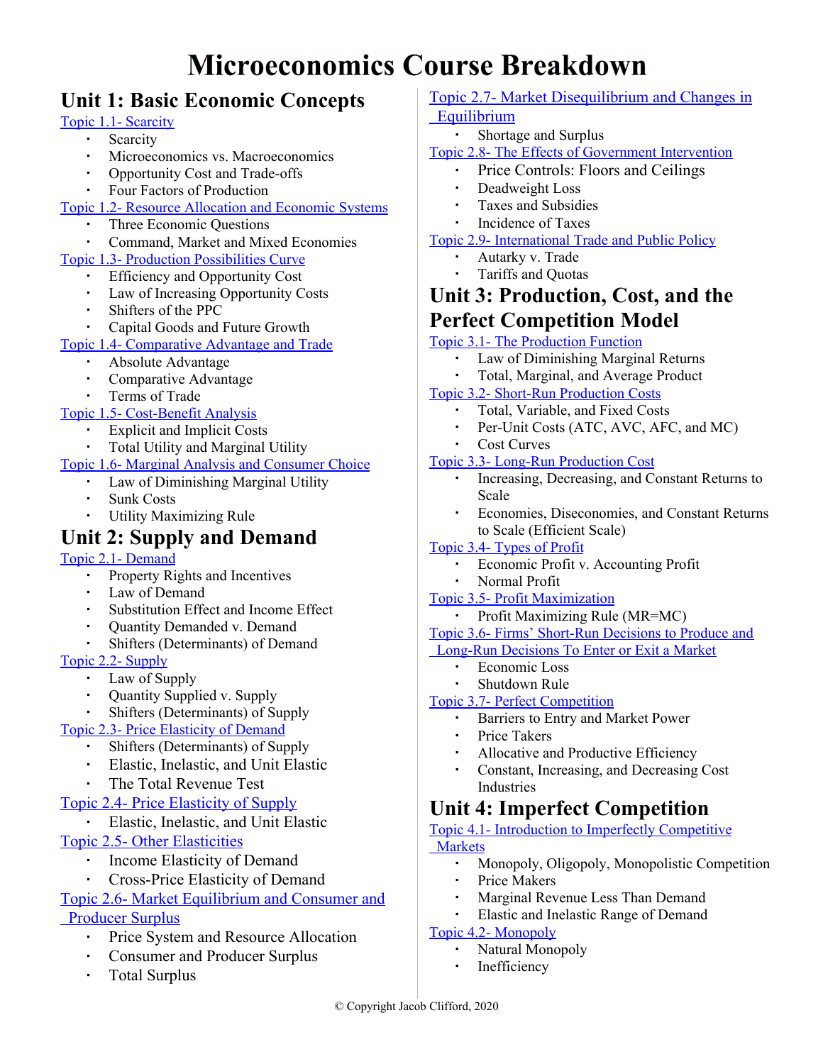# Microeconomics Course Breakdown

## Unit 1: Basic Economic Concepts

[Topic 1.1- Scarcity]()
- Scarcity
- Microeconomics vs. Macroeconomics
- Opportunity Cost and Trade-offs
- Four Factors of Production

[Topic 1.2- Resource Allocation and Economic Systems]()
- Three Economic Questions
- Command, Market and Mixed Economies

[Topic 1.3- Production Possibilities Curve]()
- Efficiency and Opportunity Cost
- Law of Increasing Opportunity Costs
- Shifters of the PPC
- Capital Goods and Future Growth

[Topic 1.4- Comparative Advantage and Trade]()
- Absolute Advantage
- Comparative Advantage
- Terms of Trade

[Topic 1.5- Cost-Benefit Analysis]()
- Explicit and Implicit Costs
- Total Utility and Marginal Utility

[Topic 1.6- Marginal Analysis and Consumer Choice]()
- Law of Diminishing Marginal Utility
- Sunk Costs
- Utility Maximizing Rule

## Unit 2: Supply and Demand

[Topic 2.1- Demand]()
- Property Rights and Incentives
- Law of Demand
- Substitution Effect and Income Effect
- Quantity Demanded v. Demand
- Shifters (Determinants) of Demand

[Topic 2.2- Supply]()
- Law of Supply
- Quantity Supplied v. Supply
- Shifters (Determinants) of Supply

[Topic 2.3- Price Elasticity of Demand]()
- Shifters (Determinants) of Supply
- Elastic, Inelastic, and Unit Elastic
- The Total Revenue Test

[Topic 2.4- Price Elasticity of Supply]()
- Elastic, Inelastic, and Unit Elastic

[Topic 2.5- Other Elasticities]()
- Income Elasticity of Demand
- Cross-Price Elasticity of Demand

[Topic 2.6- Market Equilibrium and Consumer and Producer Surplus]()
- Price System and Resource Allocation
- Consumer and Producer Surplus
- Total Surplus

[Topic 2.7- Market Disequilibrium and Changes in Equilibrium]()
- Shortage and Surplus

[Topic 2.8- The Effects of Government Intervention]()
- Price Controls: Floors and Ceilings
- Deadweight Loss
- Taxes and Subsidies
- Incidence of Taxes

[Topic 2.9- International Trade and Public Policy]()
- Autarky v. Trade
- Tariffs and Quotas

## Unit 3: Production, Cost, and the Perfect Competition Model

[Topic 3.1- The Production Function]()
- Law of Diminishing Marginal Returns
- Total, Marginal, and Average Product

[Topic 3.2- Short-Run Production Costs]()
- Total, Variable, and Fixed Costs
- Per-Unit Costs (ATC, AVC, AFC, and MC)
- Cost Curves

[Topic 3.3- Long-Run Production Cost]()
- Increasing, Decreasing, and Constant Returns to Scale
- Economies, Diseconomies, and Constant Returns to Scale (Efficient Scale)

[Topic 3.4- Types of Profit]()
- Economic Profit v. Accounting Profit
- Normal Profit

[Topic 3.5- Profit Maximization]()
- Profit Maximizing Rule (MR=MC)

[Topic 3.6- Firms' Short-Run Decisions to Produce and Long-Run Decisions To Enter or Exit a Market]()
- Economic Loss
- Shutdown Rule

[Topic 3.7- Perfect Competition]()
- Barriers to Entry and Market Power
- Price Takers
- Allocative and Productive Efficiency
- Constant, Increasing, and Decreasing Cost Industries

## Unit 4: Imperfect Competition

[Topic 4.1- Introduction to Imperfectly Competitive Markets]()
- Monopoly, Oligopoly, Monopolistic Competition
- Price Makers
- Marginal Revenue Less Than Demand
- Elastic and Inelastic Range of Demand

[Topic 4.2- Monopoly]()
- Natural Monopoly
- Inefficiency

© Copyright Jacob Clifford, 2020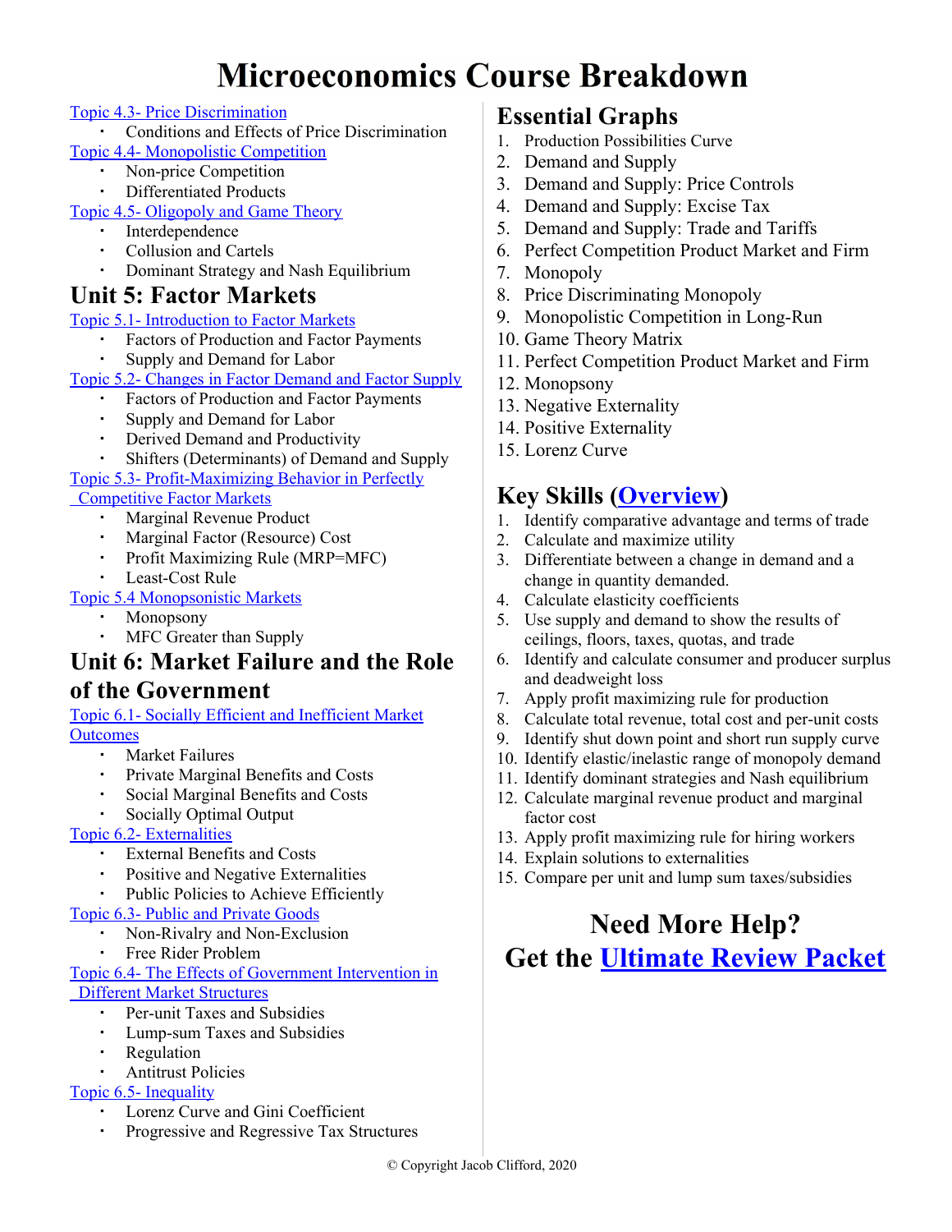# Microeconomics Course Breakdown

[Topic 4.3- Price Discrimination]
- Conditions and Effects of Price Discrimination

[Topic 4.4- Monopolistic Competition]
- Non-price Competition
- Differentiated Products

[Topic 4.5- Oligopoly and Game Theory]
- Interdependence
- Collusion and Cartels
- Dominant Strategy and Nash Equilibrium

## Unit 5: Factor Markets

[Topic 5.1- Introduction to Factor Markets]
- Factors of Production and Factor Payments
- Supply and Demand for Labor

[Topic 5.2- Changes in Factor Demand and Factor Supply]
- Factors of Production and Factor Payments
- Supply and Demand for Labor
- Derived Demand and Productivity
- Shifters (Determinants) of Demand and Supply

[Topic 5.3- Profit-Maximizing Behavior in Perfectly Competitive Factor Markets]
- Marginal Revenue Product
- Marginal Factor (Resource) Cost
- Profit Maximizing Rule (MRP=MFC)
- Least-Cost Rule

[Topic 5.4 Monopsonistic Markets]
- Monopsony
- MFC Greater than Supply

## Unit 6: Market Failure and the Role of the Government

[Topic 6.1- Socially Efficient and Inefficient Market Outcomes]
- Market Failures
- Private Marginal Benefits and Costs
- Social Marginal Benefits and Costs
- Socially Optimal Output

[Topic 6.2- Externalities]
- External Benefits and Costs
- Positive and Negative Externalities
- Public Policies to Achieve Efficiently

[Topic 6.3- Public and Private Goods]
- Non-Rivalry and Non-Exclusion
- Free Rider Problem

[Topic 6.4- The Effects of Government Intervention in Different Market Structures]
- Per-unit Taxes and Subsidies
- Lump-sum Taxes and Subsidies
- Regulation
- Antitrust Policies

[Topic 6.5- Inequality]
- Lorenz Curve and Gini Coefficient
- Progressive and Regressive Tax Structures

## Essential Graphs

1. Production Possibilities Curve
2. Demand and Supply
3. Demand and Supply: Price Controls
4. Demand and Supply: Excise Tax
5. Demand and Supply: Trade and Tariffs
6. Perfect Competition Product Market and Firm
7. Monopoly
8. Price Discriminating Monopoly
9. Monopolistic Competition in Long-Run
10. Game Theory Matrix
11. Perfect Competition Product Market and Firm
12. Monopsony
13. Negative Externality
14. Positive Externality
15. Lorenz Curve

## Key Skills ([Overview])

1. Identify comparative advantage and terms of trade
2. Calculate and maximize utility
3. Differentiate between a change in demand and a change in quantity demanded.
4. Calculate elasticity coefficients
5. Use supply and demand to show the results of ceilings, floors, taxes, quotas, and trade
6. Identify and calculate consumer and producer surplus and deadweight loss
7. Apply profit maximizing rule for production
8. Calculate total revenue, total cost and per-unit costs
9. Identify shut down point and short run supply curve
10. Identify elastic/inelastic range of monopoly demand
11. Identify dominant strategies and Nash equilibrium
12. Calculate marginal revenue product and marginal factor cost
13. Apply profit maximizing rule for hiring workers
14. Explain solutions to externalities
15. Compare per unit and lump sum taxes/subsidies

## Need More Help?
## Get the [Ultimate Review Packet]

© Copyright Jacob Clifford, 2020